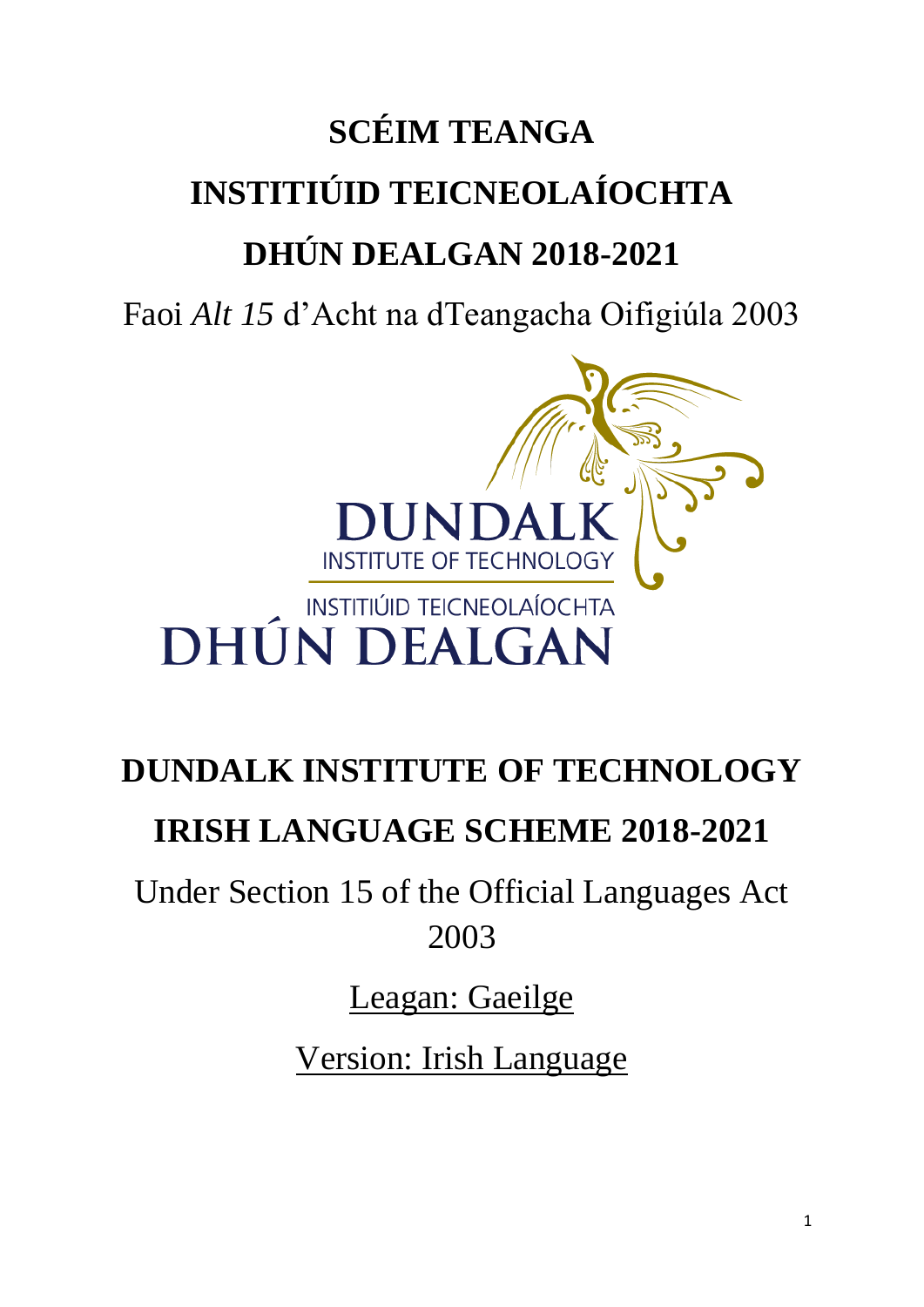# SCÉIM TEANGA

# INSTITIÚID TEICNEOLAÍOCHTA

# DHÚN DEALGAN 2018-2021

Faoi *Alt 15* d'Acht na dTeangacha Oifigiúla 2003

DUNDALK
INSTITUTE OF TECHNOLOGY
INSTITIÚID TEICNEOLAÍOCHTA
DHÚN DEALGAN

# DUNDALK INSTITUTE OF TECHNOLOGY

# IRISH LANGUAGE SCHEME 2018-2021

Under Section 15 of the Official Languages Act 2003

<u>Leagan: Gaeilge</u>

<u>Version: Irish Language</u>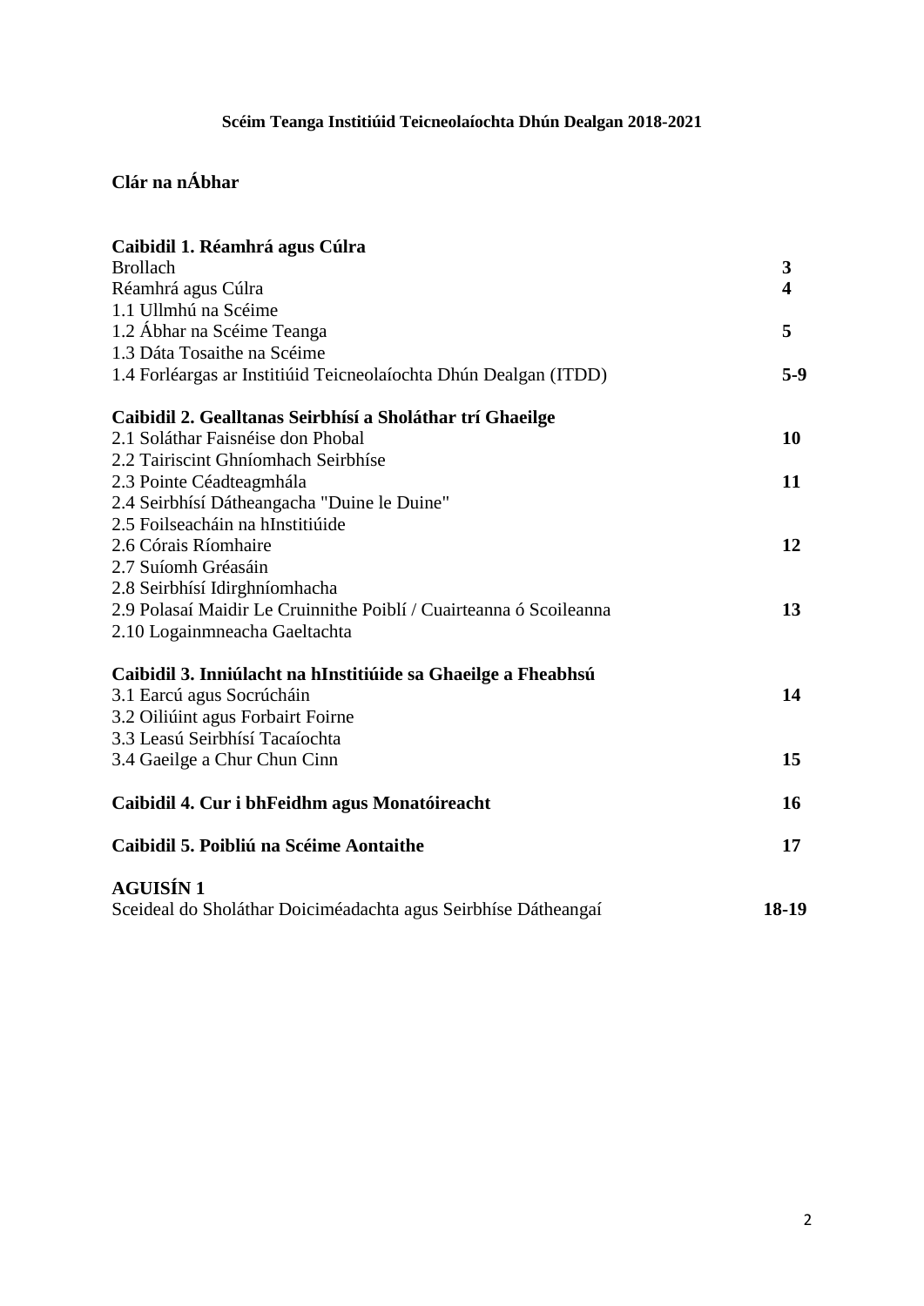**Scéim Teanga Institiúid Teicneolaíochta Dhún Dealgan 2018-2021**

## Clár na nÁbhar

| | |
|---|---|
| **Caibidil 1. Réamhrá agus Cúlra** | |
| Brollach | **3** |
| Réamhrá agus Cúlra | **4** |
| 1.1 Ullmhú na Scéime | |
| 1.2 Ábhar na Scéime Teanga | **5** |
| 1.3 Dáta Tosaithe na Scéime | |
| 1.4 Forléargas ar Institiúid Teicneolaíochta Dhún Dealgan (ITDD) | **5-9** |
| **Caibidil 2. Gealltanas Seirbhísí a Sholáthar trí Ghaeilge** | |
| 2.1 Soláthar Faisnéise don Phobal | **10** |
| 2.2 Tairiscint Ghníomhach Seirbhíse | |
| 2.3 Pointe Céadteagmhála | **11** |
| 2.4 Seirbhísí Dátheangacha "Duine le Duine" | |
| 2.5 Foilseacháin na hInstitiúide | |
| 2.6 Córais Ríomhaire | **12** |
| 2.7 Suíomh Gréasáin | |
| 2.8 Seirbhísí Idirghníomhacha | |
| 2.9 Polasaí Maidir Le Cruinnithe Poiblí / Cuairteanna ó Scoileanna | **13** |
| 2.10 Logainmneacha Gaeltachta | |
| **Caibidil 3. Inniúlacht na hInstitiúide sa Ghaeilge a Fheabhsú** | |
| 3.1 Earcú agus Socrúcháin | **14** |
| 3.2 Oiliúint agus Forbairt Foirne | |
| 3.3 Leasú Seirbhísí Tacaíochta | |
| 3.4 Gaeilge a Chur Chun Cinn | **15** |
| **Caibidil 4. Cur i bhFeidhm agus Monatóireacht** | **16** |
| **Caibidil 5. Poibliú na Scéime Aontaithe** | **17** |
| **AGUISÍN 1** | |
| Sceideal do Sholáthar Doiciméadachta agus Seirbhíse Dátheangaí | **18-19** |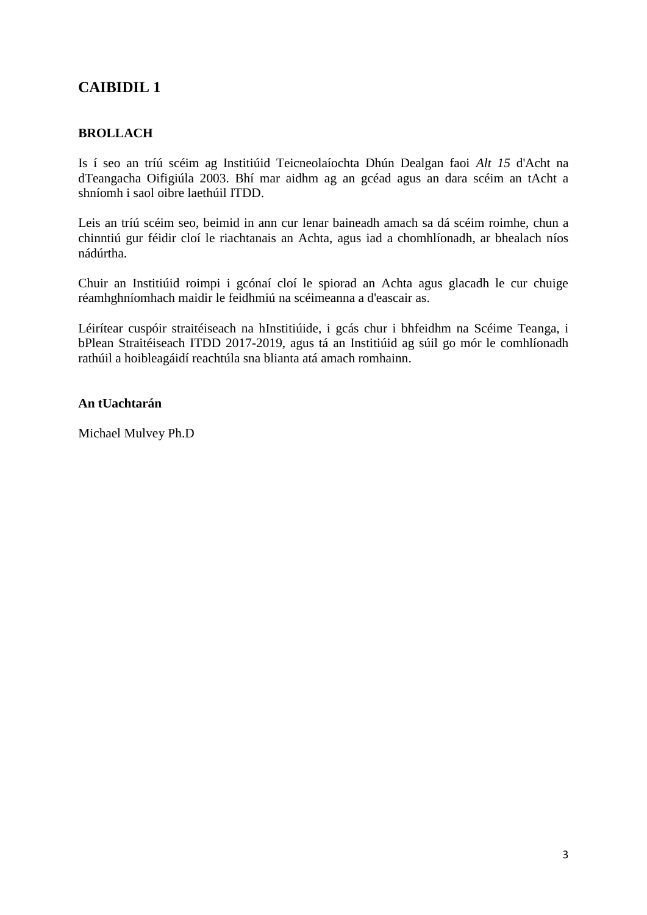# CAIBIDIL 1

## BROLLACH

Is í seo an tríú scéim ag Institiúid Teicneolaíochta Dhún Dealgan faoi *Alt 15* d'Acht na dTeangacha Oifigiúla 2003. Bhí mar aidhm ag an gcéad agus an dara scéim an tAcht a shníomh i saol oibre laethúil ITDD.

Leis an tríú scéim seo, beimid in ann cur lenar baineadh amach sa dá scéim roimhe, chun a chinntiú gur féidir cloí le riachtanais an Achta, agus iad a chomhlíonadh, ar bhealach níos nádúrtha.

Chuir an Institiúid roimpi i gcónaí cloí le spiorad an Achta agus glacadh le cur chuige réamhghníomhach maidir le feidhmiú na scéimeanna a d'eascair as.

Léirítear cuspóir straitéiseach na hInstitiúide, i gcás chur i bhfeidhm na Scéime Teanga, i bPlean Straitéiseach ITDD 2017-2019, agus tá an Institiúid ag súil go mór le comhlíonadh rathúil a hoibleagáidí reachtúla sna blianta atá amach romhainn.

**An tUachtarán**

Michael Mulvey Ph.D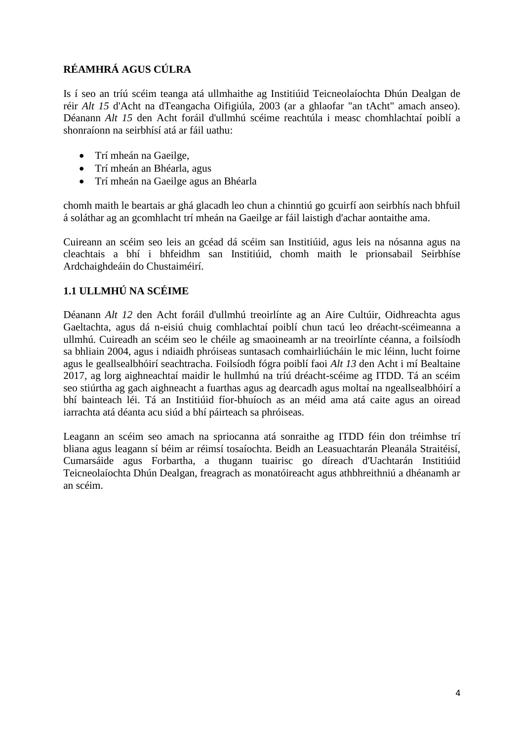## RÉAMHRÁ AGUS CÚLRA

Is í seo an tríú scéim teanga atá ullmhaithe ag Institiúid Teicneolaíochta Dhún Dealgan de réir *Alt 15* d'Acht na dTeangacha Oifigiúla, 2003 (ar a ghlaofar "an tAcht" amach anseo). Déanann *Alt 15* den Acht foráil d'ullmhú scéime reachtúla i measc chomhlachtaí poiblí a shonraíonn na seirbhísí atá ar fáil uathu:

- Trí mheán na Gaeilge,
- Trí mheán an Bhéarla, agus
- Trí mheán na Gaeilge agus an Bhéarla

chomh maith le beartais ar ghá glacadh leo chun a chinntiú go gcuirfí aon seirbhís nach bhfuil á soláthar ag an gcomhlacht trí mheán na Gaeilge ar fáil laistigh d'achar aontaithe ama.

Cuireann an scéim seo leis an gcéad dá scéim san Institiúid, agus leis na nósanna agus na cleachtais a bhí i bhfeidhm san Institiúid, chomh maith le prionsabail Seirbhíse Ardchaighdeáin do Chustaiméirí.

### 1.1 ULLMHÚ NA SCÉIME

Déanann *Alt 12* den Acht foráil d'ullmhú treoirlínte ag an Aire Cultúir, Oidhreachta agus Gaeltachta, agus dá n-eisiú chuig comhlachtaí poiblí chun tacú leo dréacht-scéimeanna a ullmhú. Cuireadh an scéim seo le chéile ag smaoineamh ar na treoirlínte céanna, a foilsíodh sa bhliain 2004, agus i ndiaidh phróiseas suntasach comhairliúcháin le mic léinn, lucht foirne agus le geallsealbhóirí seachtracha. Foilsíodh fógra poiblí faoi *Alt 13* den Acht i mí Bealtaine 2017, ag lorg aighneachtaí maidir le hullmhú na tríú dréacht-scéime ag ITDD. Tá an scéim seo stiúrtha ag gach aighneacht a fuarthas agus ag dearcadh agus moltaí na ngeallsealbhóirí a bhí bainteach léi. Tá an Institiúid fíor-bhuíoch as an méid ama atá caite agus an oiread iarrachta atá déanta acu siúd a bhí páirteach sa phróiseas.

Leagann an scéim seo amach na spriocanna atá sonraithe ag ITDD féin don tréimhse trí bliana agus leagann sí béim ar réimsí tosaíochta. Beidh an Leasuachtarán Pleanála Straitéisí, Cumarsáide agus Forbartha, a thugann tuairisc go díreach d'Uachtarán Institiúid Teicneolaíochta Dhún Dealgan, freagrach as monatóireacht agus athbhreithniú a dhéanamh ar an scéim.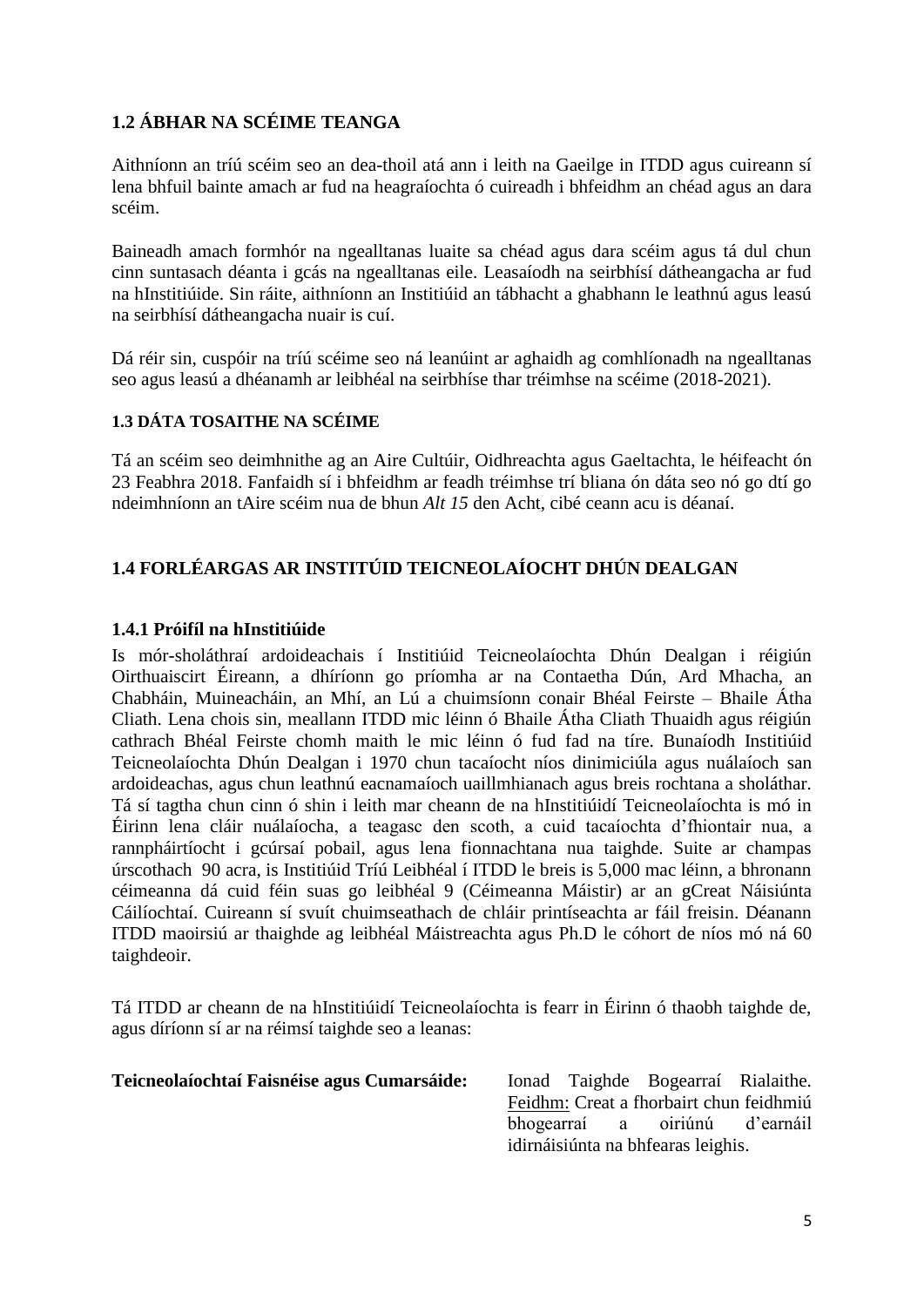## 1.2 ÁBHAR NA SCÉIME TEANGA

Aithníonn an tríú scéim seo an dea-thoil atá ann i leith na Gaeilge in ITDD agus cuireann sí lena bhfuil bainte amach ar fud na heagraíochta ó cuireadh i bhfeidhm an chéad agus an dara scéim.

Baineadh amach formhór na ngealltanas luaite sa chéad agus dara scéim agus tá dul chun cinn suntasach déanta i gcás na ngealltanas eile. Leasaíodh na seirbhísí dátheangacha ar fud na hInstitiúide. Sin ráite, aithníonn an Institiúid an tábhacht a ghabhann le leathnú agus leasú na seirbhísí dátheangacha nuair is cuí.

Dá réir sin, cuspóir na tríú scéime seo ná leanúint ar aghaidh ag comhlíonadh na ngealltanas seo agus leasú a dhéanamh ar leibhéal na seirbhíse thar tréimhse na scéime (2018-2021).

### 1.3 DÁTA TOSAITHE NA SCÉIME

Tá an scéim seo deimhnithe ag an Aire Cultúir, Oidhreachta agus Gaeltachta, le héifeacht ón 23 Feabhra 2018. Fanfaidh sí i bhfeidhm ar feadh tréimhse trí bliana ón dáta seo nó go dtí go ndeimhníonn an tAire scéim nua de bhun *Alt 15* den Acht, cibé ceann acu is déanaí.

## 1.4 FORLÉARGAS AR INSTITÚID TEICNEOLAÍOCHT DHÚN DEALGAN

### 1.4.1 Próifíl na hInstitiúide

Is mór-sholáthraí ardoideachais í Institiúid Teicneolaíochta Dhún Dealgan i réigiún Oirthuaiscirt Éireann, a dhíríonn go príomha ar na Contaetha Dún, Ard Mhacha, an Chabháin, Muineacháin, an Mhí, an Lú a chuimsíonn conair Bhéal Feirste – Bhaile Átha Cliath. Lena chois sin, meallann ITDD mic léinn ó Bhaile Átha Cliath Thuaidh agus réigiún cathrach Bhéal Feirste chomh maith le mic léinn ó fud fad na tíre. Bunaíodh Institiúid Teicneolaíochta Dhún Dealgan i 1970 chun tacaíocht níos dinimiciúla agus nuálaíoch san ardoideachas, agus chun leathnú eacnamaíoch uaillmhianach agus breis rochtana a sholáthar. Tá sí tagtha chun cinn ó shin i leith mar cheann de na hInstitiúidí Teicneolaíochta is mó in Éirinn lena cláir nuálaíocha, a teagasc den scoth, a cuid tacaíochta d'fhiontair nua, a rannpháirtíocht i gcúrsaí pobail, agus lena fionnachtana nua taighde. Suite ar champas úrscothach 90 acra, is Institiúid Tríú Leibhéal í ITDD le breis is 5,000 mac léinn, a bhronann céimeanna dá cuid féin suas go leibhéal 9 (Céimeanna Máistir) ar an gCreat Náisiúnta Cáilíochtaí. Cuireann sí svuít chuimseathach de chláir printíseachta ar fáil freisin. Déanann ITDD maoirsiú ar thaighde ag leibhéal Máistreachta agus Ph.D le cóhort de níos mó ná 60 taighdeoir.

Tá ITDD ar cheann de na hInstitiúidí Teicneolaíochta is fearr in Éirinn ó thaobh taighde de, agus díríonn sí ar na réimsí taighde seo a leanas:

**Teicneolaíochtaí Faisnéise agus Cumarsáide:** Ionad Taighde Bogearraí Rialaithe. Feidhm: Creat a fhorbairt chun feidhmiú bhogearraí a oiriúnú d'earnáil idirnáisiúnta na bhfearas leighis.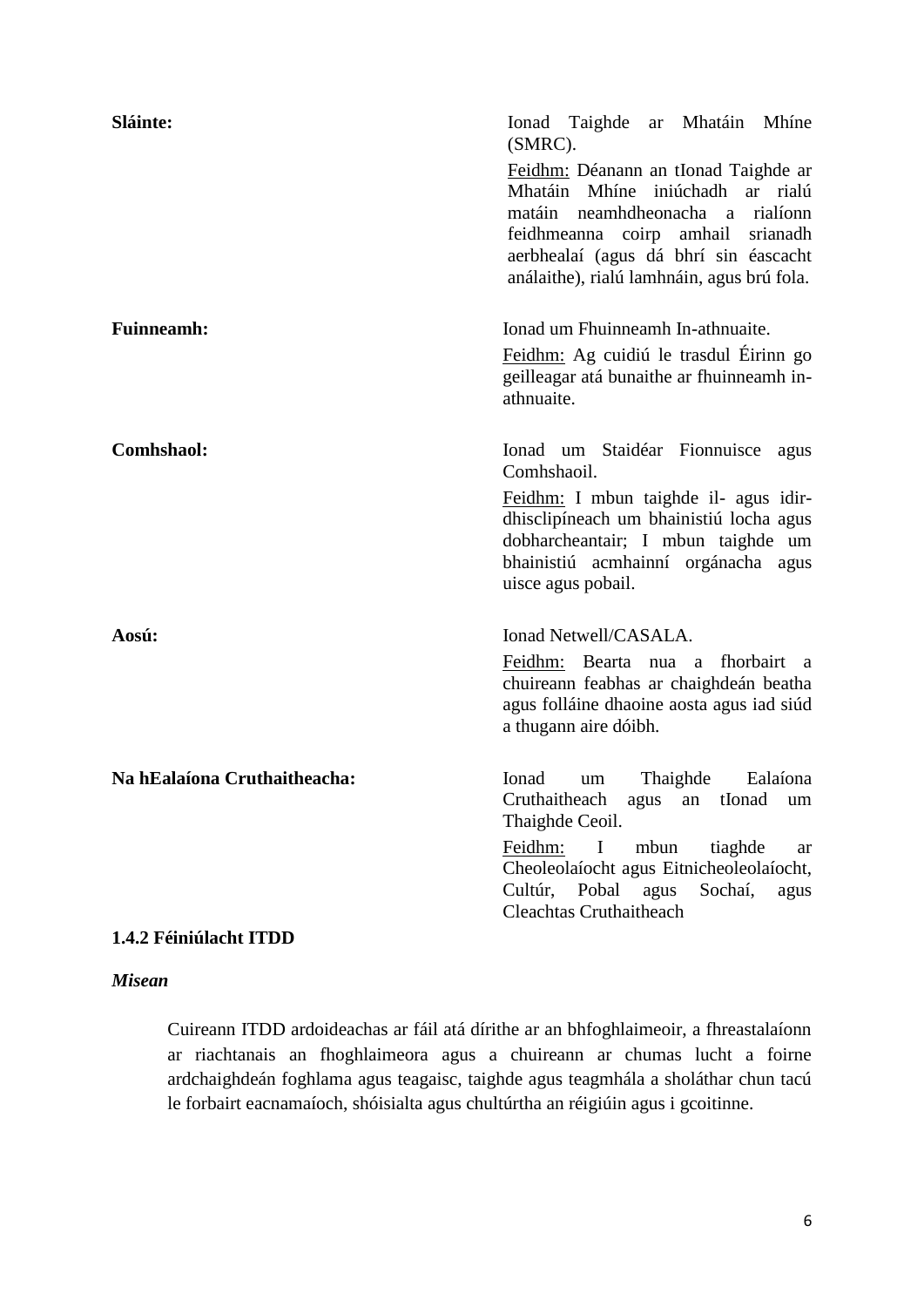**Sláinte:**

Ionad Taighde ar Mhatáin Mhíne (SMRC).

Feidhm: Déanann an tIonad Taighde ar Mhatáin Mhíne iniúchadh ar rialú matáin neamhdheonacha a rialíonn feidhmeanna coirp amhail srianadh aerbhealaí (agus dá bhrí sin éascacht análaithe), rialú lamhnáin, agus brú fola.

**Fuinneamh:**

Ionad um Fhuinneamh In-athnuaite.

Feidhm: Ag cuidiú le trasdul Éirinn go geilleagar atá bunaithe ar fhuinneamh in-athnuaite.

**Comhshaol:**

Ionad um Staidéar Fionnuisce agus Comhshaoil.

Feidhm: I mbun taighde il- agus idir-dhisclipíneach um bhainistiú locha agus dobharcheantair; I mbun taighde um bhainistiú acmhainní orgánacha agus uisce agus pobail.

**Aosú:**

Ionad Netwell/CASALA.

Feidhm: Bearta nua a fhorbairt a chuireann feabhas ar chaighdeán beatha agus folláine dhaoine aosta agus iad siúd a thugann aire dóibh.

**Na hEalaíona Cruthaitheacha:**

Ionad um Thaighde Ealaíona Cruthaitheach agus an tIonad um Thaighde Ceoil.

Feidhm: I mbun tiaghde ar Cheoleolaíocht agus Eitnicheoleolaíocht, Cultúr, Pobal agus Sochaí, agus Cleachtas Cruthaitheach

### 1.4.2 Féiniúlacht ITDD

***Misean***

> Cuireann ITDD ardoideachas ar fáil atá dírithe ar an bhfoghlaimeoir, a fhreastalaíonn ar riachtanais an fhoghlaimeora agus a chuireann ar chumas lucht a foirne ardchaighdeán foghlama agus teagaisc, taighde agus teagmhála a sholáthar chun tacú le forbairt eacnamaíoch, shóisialta agus chultúrtha an réigiúin agus i gcoitinne.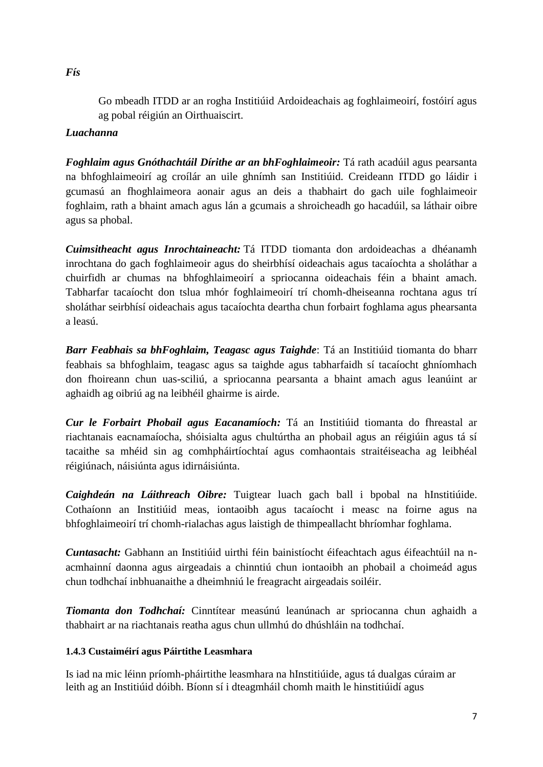***Fís***

> Go mbeadh ITDD ar an rogha Institiúid Ardoideachais ag foghlaimeoirí, fostóirí agus ag pobal réigiún an Oirthuaiscirt.

***Luachanna***

***Foghlaim agus Gnóthachtáil Dírithe ar an bhFoghlaimeoir:*** Tá rath acadúil agus pearsanta na bhfoghlaimeoirí ag croílár an uile ghnímh san Institiúid. Creideann ITDD go láidir i gcumasú an fhoghlaimeora aonair agus an deis a thabhairt do gach uile foghlaimeoir foghlaim, rath a bhaint amach agus lán a gcumais a shroicheadh go hacadúil, sa láthair oibre agus sa phobal.

***Cuimsitheacht agus Inrochtaineacht:*** Tá ITDD tiomanta don ardoideachas a dhéanamh inrochtana do gach foghlaimeoir agus do sheirbhísí oideachais agus tacaíochta a sholáthar a chuirfidh ar chumas na bhfoghlaimeoirí a spriocanna oideachais féin a bhaint amach. Tabharfar tacaíocht don tslua mhór foghlaimeoirí trí chomh-dheiseanna rochtana agus trí sholáthar seirbhísí oideachais agus tacaíochta deartha chun forbairt foghlama agus phearsanta a leasú.

***Barr Feabhais sa bhFoghlaim, Teagasc agus Taighde***: Tá an Institiúid tiomanta do bharr feabhais sa bhfoghlaim, teagasc agus sa taighde agus tabharfaidh sí tacaíocht ghníomhach don fhoireann chun uas-sciliú, a spriocanna pearsanta a bhaint amach agus leanúint ar aghaidh ag oibriú ag na leibhéil ghairme is airde.

***Cur le Forbairt Phobail agus Eacanamíoch:*** Tá an Institiúid tiomanta do fhreastal ar riachtanais eacnamaíocha, shóisialta agus chultúrtha an phobail agus an réigiúin agus tá sí tacaithe sa mhéid sin ag comhpháirtíochtaí agus comhaontais straitéiseacha ag leibhéal réigiúnach, náisiúnta agus idirnáisiúnta.

***Caighdeán na Láithreach Oibre:*** Tuigtear luach gach ball i bpobal na hInstitiúide. Cothaíonn an Institiúid meas, iontaoibh agus tacaíocht i measc na foirne agus na bhfoghlaimeoirí trí chomh-rialachas agus laistigh de thimpeallacht bhríomhar foghlama.

***Cuntasacht:*** Gabhann an Institiúid uirthi féin bainistíocht éifeachtach agus éifeachtúil na n-acmhainní daonna agus airgeadais a chinntiú chun iontaoibh an phobail a choimeád agus chun todhchaí inbhuanaithe a dheimhniú le freagracht airgeadais soiléir.

***Tiomanta don Todhchaí:*** Cinntítear measúnú leanúnach ar spriocanna chun aghaidh a thabhairt ar na riachtanais reatha agus chun ullmhú do dhúshláin na todhchaí.

#### 1.4.3 Custaiméirí agus Páirtithe Leasmhara

Is iad na mic léinn príomh-pháirtithe leasmhara na hInstitiúide, agus tá dualgas cúraim ar leith ag an Institiúid dóibh. Bíonn sí i dteagmháil chomh maith le hinstitiúidí agus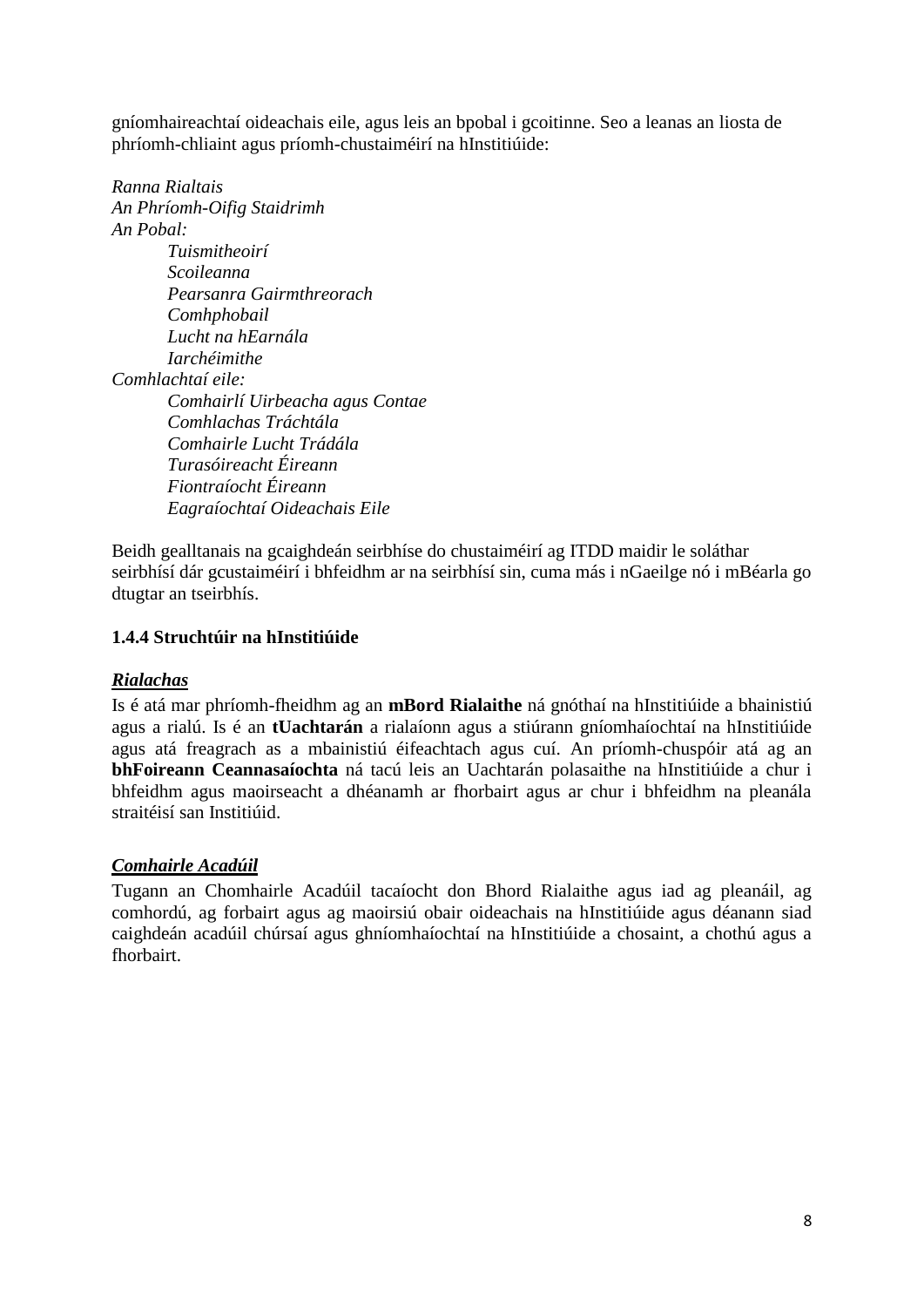gníomhaireachtaí oideachais eile, agus leis an bpobal i gcoitinne. Seo a leanas an liosta de phríomh-chliaint agus príomh-chustaiméirí na hInstitiúide:

*Ranna Rialtais*
*An Phríomh-Oifig Staidrimh*
*An Pobal:*

- *Tuismitheoirí*
- *Scoileanna*
- *Pearsanra Gairmthreorach*
- *Comhphobail*
- *Lucht na hEarnála*
- *Iarchéimithe*

*Comhlachtaí eile:*

- *Comhairlí Uirbeacha agus Contae*
- *Comhlachas Tráchtála*
- *Comhairle Lucht Trádála*
- *Turasóireacht Éireann*
- *Fiontraíocht Éireann*
- *Eagraíochtaí Oideachais Eile*

Beidh gealltanais na gcaighdeán seirbhíse do chustaiméirí ag ITDD maidir le soláthar seirbhísí dár gcustaiméirí i bhfeidhm ar na seirbhísí sin, cuma más i nGaeilge nó i mBéarla go dtugtar an tseirbhís.

### 1.4.4 Struchtúir na hInstitiúide

***Rialachas***

Is é atá mar phríomh-fheidhm ag an **mBord Rialaithe** ná gnóthaí na hInstitiúide a bhainistiú agus a rialú. Is é an **tUachtarán** a rialaíonn agus a stiúrann gníomhaíochtaí na hInstitiúide agus atá freagrach as a mbainistiú éifeachtach agus cuí. An príomh-chuspóir atá ag an **bhFoireann Ceannasaíochta** ná tacú leis an Uachtarán polasaithe na hInstitiúide a chur i bhfeidhm agus maoirseacht a dhéanamh ar fhorbairt agus ar chur i bhfeidhm na pleanála straitéisí san Institiúid.

***Comhairle Acadúil***

Tugann an Chomhairle Acadúil tacaíocht don Bhord Rialaithe agus iad ag pleanáil, ag comhordú, ag forbairt agus ag maoirsiú obair oideachais na hInstitiúide agus déanann siad caighdeán acadúil chúrsaí agus ghníomhaíochtaí na hInstitiúide a chosaint, a chothú agus a fhorbairt.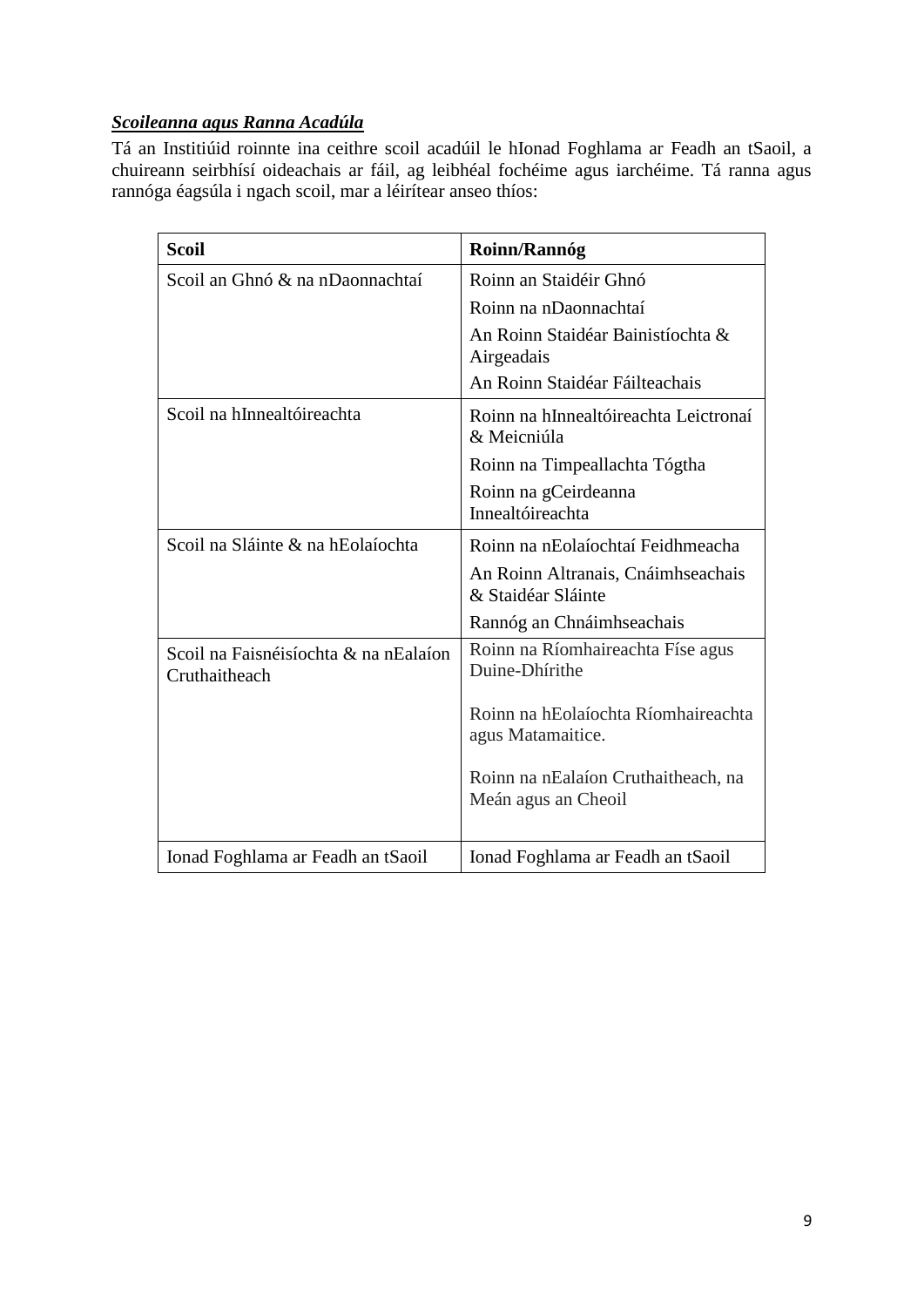***Scoileanna agus Ranna Acadúla***

Tá an Institiúid roinnte ina ceithre scoil acadúil le hIonad Foghlama ar Feadh an tSaoil, a chuireann seirbhísí oideachais ar fáil, ag leibhéal fochéime agus iarchéime. Tá ranna agus rannóga éagsúla i ngach scoil, mar a léirítear anseo thíos:

| **Scoil** | **Roinn/Rannóg** |
|---|---|
| Scoil an Ghnó & na nDaonnachtaí | Roinn an Staidéir Ghnó<br>Roinn na nDaonnachtaí<br>An Roinn Staidéar Bainistíochta & Airgeadais<br>An Roinn Staidéar Fáilteachais |
| Scoil na hInnealtóireachta | Roinn na hInnealtóireachta Leictronaí & Meicniúla<br>Roinn na Timpeallachta Tógtha<br>Roinn na gCeirdeanna Innealtóireachta |
| Scoil na Sláinte & na hEolaíochta | Roinn na nEolaíochtaí Feidhmeacha<br>An Roinn Altranais, Cnáimhseachais & Staidéar Sláinte<br>Rannóg an Chnáimhseachais |
| Scoil na Faisnéisíochta & na nEalaíon Cruthaitheach | Roinn na Ríomhaireachta Físe agus Duine-Dhírithe<br>Roinn na hEolaíochta Ríomhaireachta agus Matamaitice.<br>Roinn na nEalaíon Cruthaitheach, na Meán agus an Cheoil |
| Ionad Foghlama ar Feadh an tSaoil | Ionad Foghlama ar Feadh an tSaoil |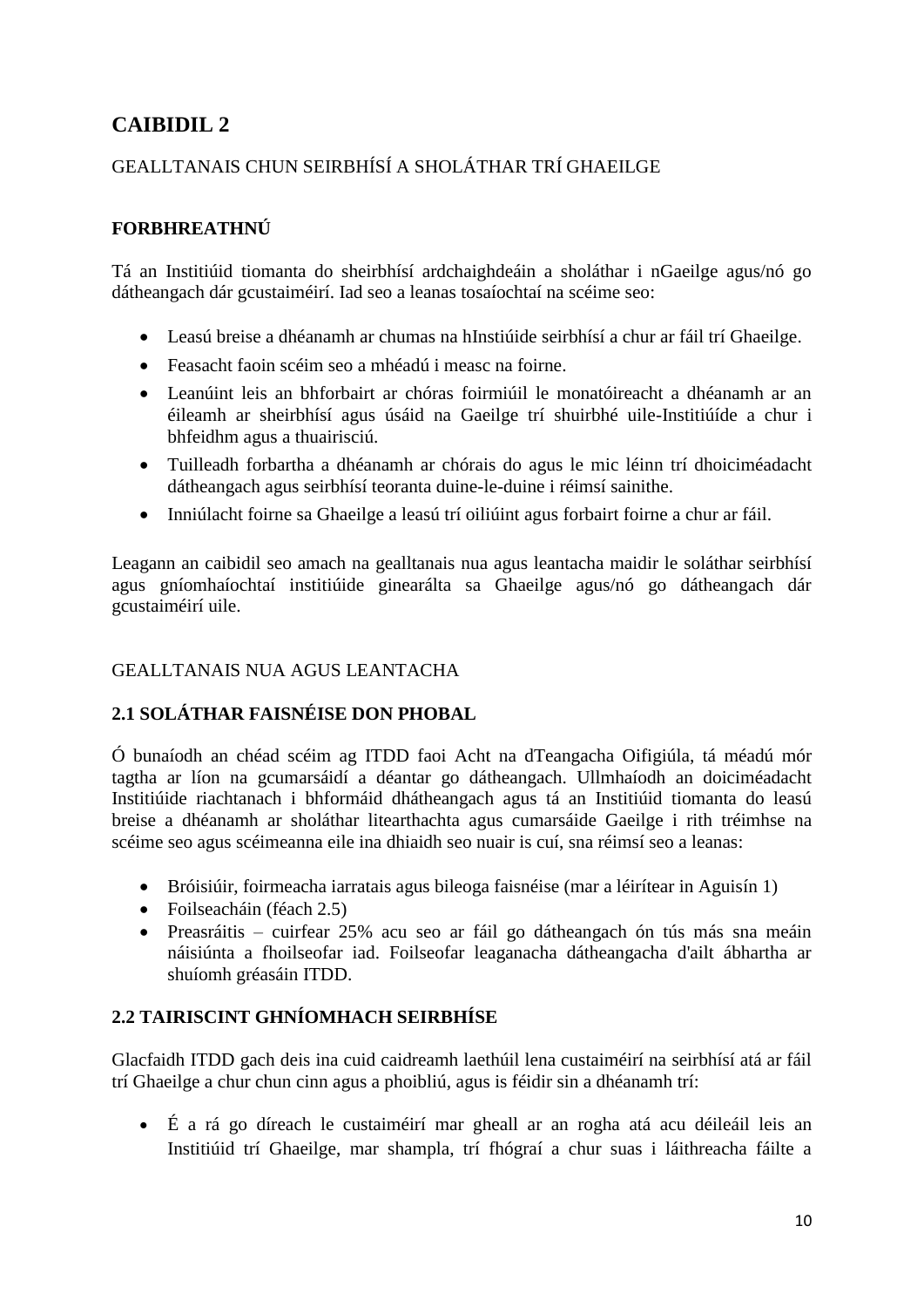# CAIBIDIL 2

GEALLTANAIS CHUN SEIRBHÍSÍ A SHOLÁTHAR TRÍ GHAEILGE

## FORBHREATHNÚ

Tá an Instiitiúid tiomanta do sheirbhísí ardchaighdeáin a sholáthar i nGaeilge agus/nó go dátheangach dár gcustaiméirí. Iad seo a leanas tosaíochtaí na scéime seo:

- Leasú breise a dhéanamh ar chumas na hInstiúide seirbhísí a chur ar fáil trí Ghaeilge.
- Feasacht faoin scéim seo a mhéadú i measc na foirne.
- Leanúint leis an bhforbairt ar chóras foirmiúil le monatóireacht a dhéanamh ar an éileamh ar sheirbhísí agus úsáid na Gaeilge trí shuirbhé uile-Institiúíde a chur i bhfeidhm agus a thuairisciú.
- Tuilleadh forbartha a dhéanamh ar chórais do agus le mic léinn trí dhoiciméadacht dátheangach agus seirbhísí teoranta duine-le-duine i réimsí sainithe.
- Inniúlacht foirne sa Ghaeilge a leasú trí oiliúint agus forbairt foirne a chur ar fáil.

Leagann an caibidil seo amach na gealltanais nua agus leantacha maidir le soláthar seirbhísí agus gníomhaíochtaí institiúide ginearálta sa Ghaeilge agus/nó go dátheangach dár gcustaiméirí uile.

GEALLTANAIS NUA AGUS LEANTACHA

## 2.1 SOLÁTHAR FAISNÉISE DON PHOBAL

Ó bunaíodh an chéad scéim ag ITDD faoi Acht na dTeangacha Oifigiúla, tá méadú mór tagtha ar líon na gcumarsáidí a déantar go dátheangach. Ullmhaíodh an doiciméadacht Institiúide riachtanach i bhformáid dhátheangach agus tá an Institiúid tiomanta do leasú breise a dhéanamh ar sholáthar litearthachta agus cumarsáide Gaeilge i rith tréimhse na scéime seo agus scéimeanna eile ina dhiaidh seo nuair is cuí, sna réimsí seo a leanas:

- Bróisiúir, foirmeacha iarratais agus bileoga faisnéise (mar a léirítear in Aguisín 1)
- Foilseacháin (féach 2.5)
- Preasráitis – cuirfear 25% acu seo ar fáil go dátheangach ón tús más sna meáin náisiúnta a fhoilseofar iad. Foilseofar leaganacha dátheangacha d'ailt ábhartha ar shuíomh gréasáin ITDD.

## 2.2 TAIRISCINT GHNÍOMHACH SEIRBHÍSE

Glacfaidh ITDD gach deis ina cuid caidreamh laethúil lena custaiméirí na seirbhísí atá ar fáil trí Ghaeilge a chur chun cinn agus a phoibliú, agus is féidir sin a dhéanamh trí:

- É a rá go díreach le custaiméirí mar gheall ar an rogha atá acu déileáil leis an Institiúid trí Ghaeilge, mar shampla, trí fhógraí a chur suas i láithreacha fáilte a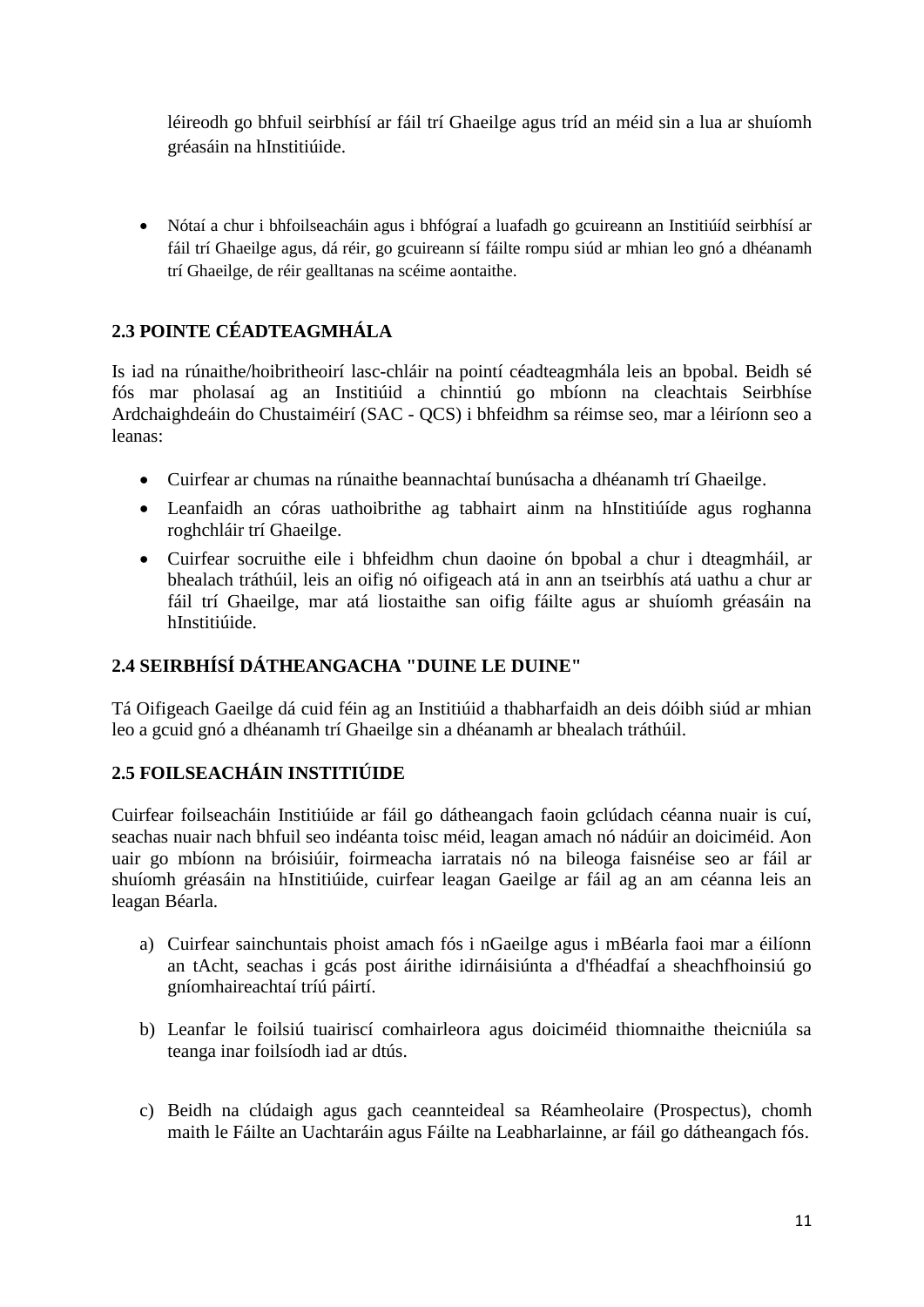léireodh go bhfuil seirbhísí ar fáil trí Ghaeilge agus tríd an méid sin a lua ar shuíomh gréasáin na hInstitiúide.

- Nótaí a chur i bhfoilseacháin agus i bhfógraí a luafadh go gcuireann an Institiúíd seirbhísí ar fáil trí Ghaeilge agus, dá réir, go gcuireann sí fáilte rompu siúd ar mhian leo gnó a dhéanamh trí Ghaeilge, de réir gealltanas na scéime aontaithe.

## 2.3 POINTE CÉADTEAGMHÁLA

Is iad na rúnaithe/hoibritheoirí lasc-chláir na pointí céadteagmhála leis an bpobal. Beidh sé fós mar pholasaí ag an Institiúid a chinntiú go mbíonn na cleachtais Seirbhíse Ardchaighdeáin do Chustaiméirí (SAC - QCS) i bhfeidhm sa réimse seo, mar a léiríonn seo a leanas:

- Cuirfear ar chumas na rúnaithe beannachtaí bunúsacha a dhéanamh trí Ghaeilge.
- Leanfaidh an córas uathoibrithe ag tabhairt ainm na hInstitiúíde agus roghanna roghchláir trí Ghaeilge.
- Cuirfear socruithe eile i bhfeidhm chun daoine ón bpobal a chur i dteagmháil, ar bhealach tráthúil, leis an oifig nó oifigeach atá in ann an tseirbhís atá uathu a chur ar fáil trí Ghaeilge, mar atá liostaithe san oifig fáilte agus ar shuíomh gréasáin na hInstitiúide.

## 2.4 SEIRBHÍSÍ DÁTHEANGACHA "DUINE LE DUINE"

Tá Oifigeach Gaeilge dá cuid féin ag an Institiúid a thabharfaidh an deis dóibh siúd ar mhian leo a gcuid gnó a dhéanamh trí Ghaeilge sin a dhéanamh ar bhealach tráthúil.

## 2.5 FOILSEACHÁIN INSTITIÚIDE

Cuirfear foilseacháin Institiúide ar fáil go dátheangach faoin gclúdach céanna nuair is cuí, seachas nuair nach bhfuil seo indéanta toisc méid, leagan amach nó nádúir an doiciméid. Aon uair go mbíonn na bróisiúir, foirmeacha iarratais nó na bileoga faisnéise seo ar fáil ar shuíomh gréasáin na hInstitiúide, cuirfear leagan Gaeilge ar fáil ag an am céanna leis an leagan Béarla.

a) Cuirfear sainchuntais phoist amach fós i nGaeilge agus i mBéarla faoi mar a éilíonn an tAcht, seachas i gcás post áirithe idirnáisiúnta a d'fhéadfaí a sheachfhoinsiú go gníomhaireachtaí tríú páirtí.

b) Leanfar le foilsiú tuairiscí comhairleora agus doiciméid thiomnaithe theicniúla sa teanga inar foilsíodh iad ar dtús.

c) Beidh na clúdaigh agus gach ceannteideal sa Réamheolaire (Prospectus), chomh maith le Fáilte an Uachtaráin agus Fáilte na Leabharlainne, ar fáil go dátheangach fós.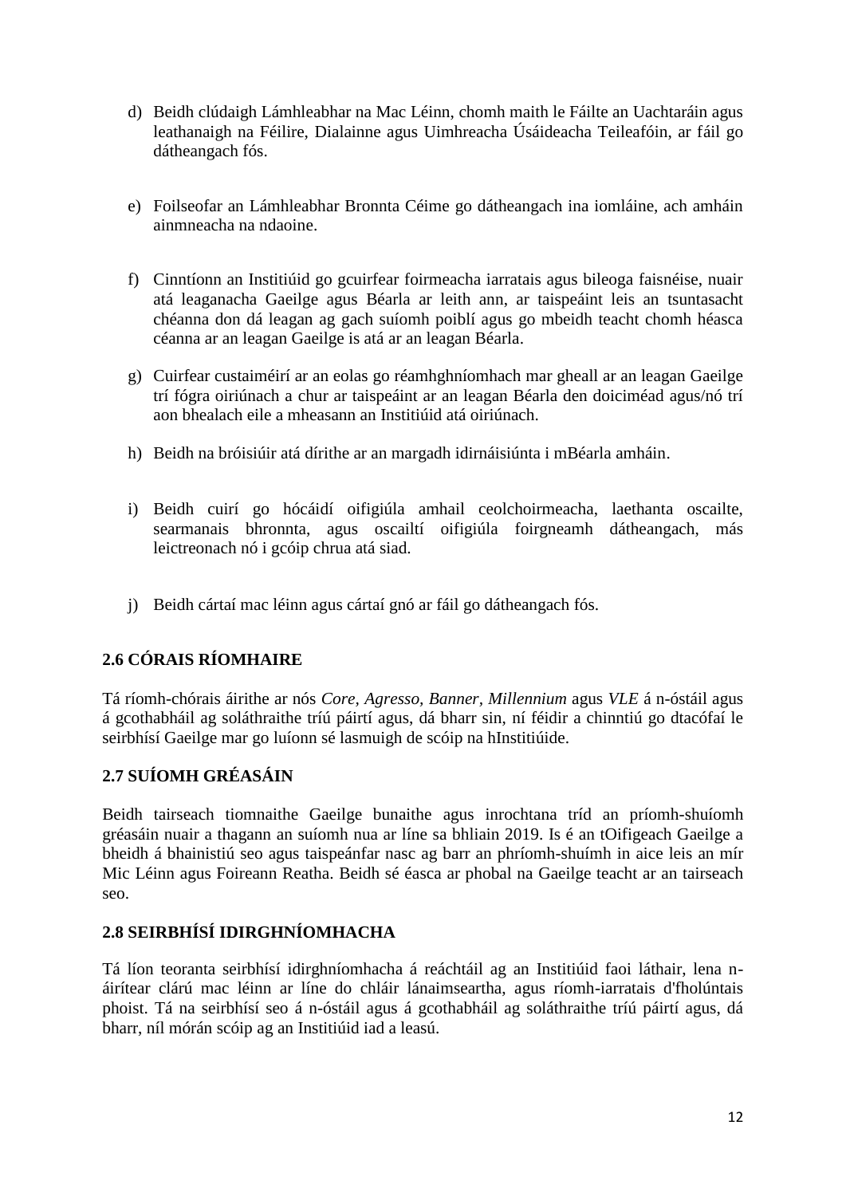d) Beidh clúdaigh Lámhleabhar na Mac Léinn, chomh maith le Fáilte an Uachtaráin agus leathanaigh na Féilire, Dialainne agus Uimhreacha Úsáideacha Teileafóin, ar fáil go dátheangach fós.

e) Foilseofar an Lámhleabhar Bronnta Céime go dátheangach ina iomláine, ach amháin ainmneacha na ndaoine.

f) Cinntíonn an Institiúid go gcuirfear foirmeacha iarratais agus bileoga faisnéise, nuair atá leaganacha Gaeilge agus Béarla ar leith ann, ar taispeáint leis an tsuntasacht chéanna don dá leagan ag gach suíomh poiblí agus go mbeidh teacht chomh héasca céanna ar an leagan Gaeilge is atá ar an leagan Béarla.

g) Cuirfear custaiméirí ar an eolas go réamhghníomhach mar gheall ar an leagan Gaeilge trí fógra oiriúnach a chur ar taispeáint ar an leagan Béarla den doiciméad agus/nó trí aon bhealach eile a mheasann an Institiúid atá oiriúnach.

h) Beidh na bróisiúir atá dírithe ar an margadh idirnáisiúnta i mBéarla amháin.

i) Beidh cuirí go hócáidí oifigiúla amhail ceolchoirmeacha, laethanta oscailte, searmanais bhronnta, agus oscailtí oifigiúla foirgneamh dátheangach, más leictreonach nó i gcóip chrua atá siad.

j) Beidh cártaí mac léinn agus cártaí gnó ar fáil go dátheangach fós.

## 2.6 CÓRAIS RÍOMHAIRE

Tá ríomh-chórais áirithe ar nós *Core*, *Agresso*, *Banner*, *Millennium* agus *VLE* á n-óstáil agus á gcothabháil ag soláthraithe tríú páirtí agus, dá bharr sin, ní féidir a chinntiú go dtacófaí le seirbhísí Gaeilge mar go luíonn sé lasmuigh de scóip na hInstitiúide.

## 2.7 SUÍOMH GRÉASÁIN

Beidh tairseach tiomnaithe Gaeilge bunaithe agus inrochtana tríd an príomh-shuíomh gréasáin nuair a thagann an suíomh nua ar líne sa bhliain 2019. Is é an tOifigeach Gaeilge a bheidh á bhainistiú seo agus taispeánfar nasc ag barr an phríomh-shuímh in aice leis an mír Mic Léinn agus Foireann Reatha. Beidh sé éasca ar phobal na Gaeilge teacht ar an tairseach seo.

## 2.8 SEIRBHÍSÍ IDIRGHNÍOMHACHA

Tá líon teoranta seirbhísí idirghníomhacha á reáchtáil ag an Institiúid faoi láthair, lena n-áirítear clárú mac léinn ar líne do chláir lánaimseartha, agus ríomh-iarratais d'fholúntais phoist. Tá na seirbhísí seo á n-óstáil agus á gcothabháil ag soláthraithe tríú páirtí agus, dá bharr, níl mórán scóip ag an Institiúid iad a leasú.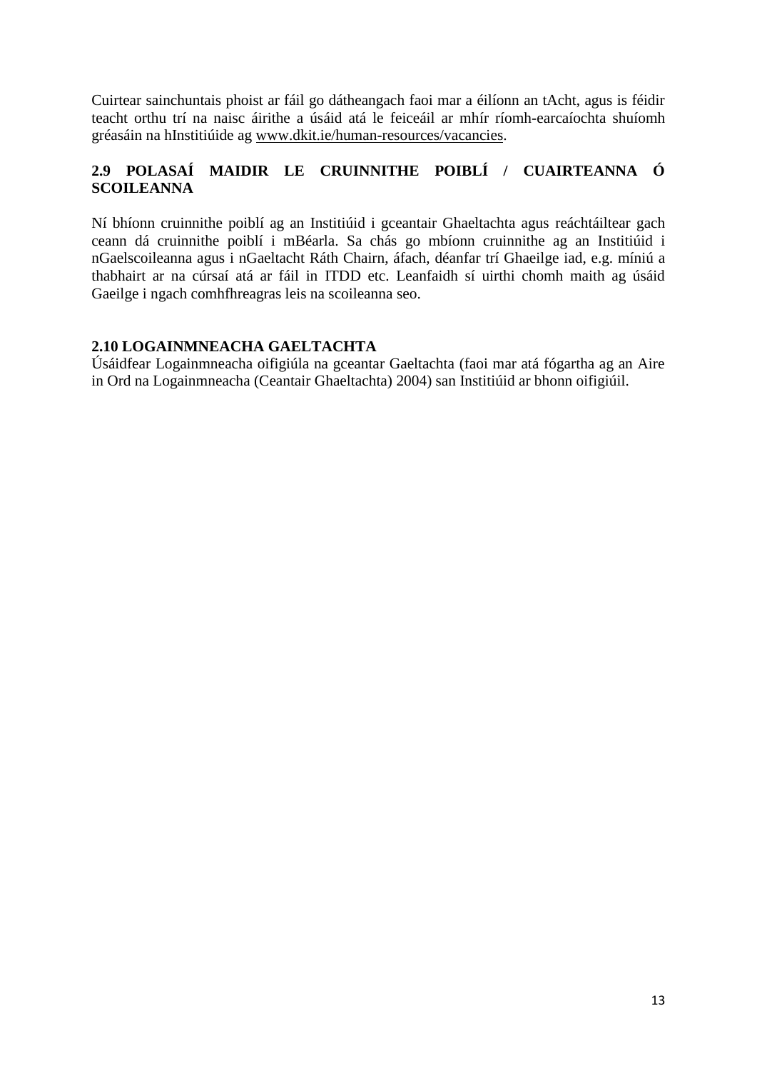Cuirtear sainchuntais phoist ar fáil go dátheangach faoi mar a éilíonn an tAcht, agus is féidir teacht orthu trí na naisc áirithe a úsáid atá le feiceáil ar mhír ríomh-earcaíochta shuíomh gréasáin na hInstitiúide ag www.dkit.ie/human-resources/vacancies.

## 2.9 POLASAÍ MAIDIR LE CRUINNITHE POIBLÍ / CUAIRTEANNA Ó SCOILEANNA

Ní bhíonn cruinnithe poiblí ag an Institiúid i gceantair Ghaeltachta agus reáchtáiltear gach ceann dá cruinnithe poiblí i mBéarla. Sa chás go mbíonn cruinnithe ag an Institiúid i nGaelscoileanna agus i nGaeltacht Ráth Chairn, áfach, déanfar trí Ghaeilge iad, e.g. míniú a thabhairt ar na cúrsaí atá ar fáil in ITDD etc. Leanfaidh sí uirthi chomh maith ag úsáid Gaeilge i ngach comhfhreagras leis na scoileanna seo.

## 2.10 LOGAINMNEACHA GAELTACHTA

Úsáidfear Logainmneacha oifigiúla na gceantar Gaeltachta (faoi mar atá fógartha ag an Aire in Ord na Logainmneacha (Ceantair Ghaeltachta) 2004) san Institiúid ar bhonn oifigiúil.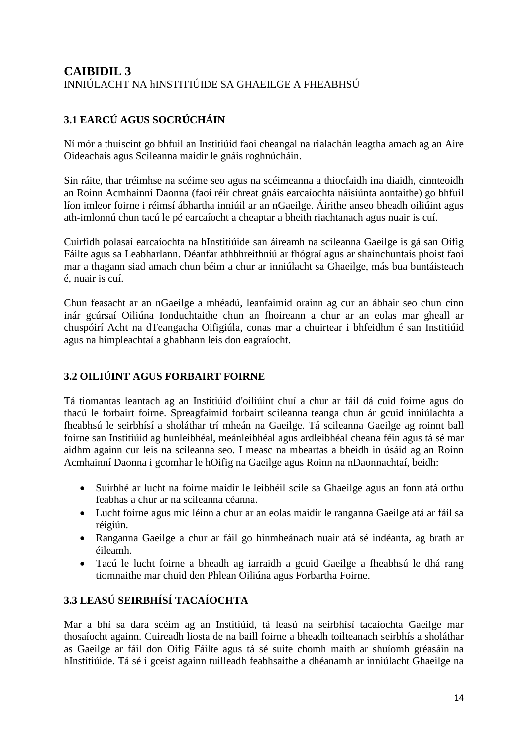# CAIBIDIL 3

INNIÚLACHT NA hINSTITIÚIDE SA GHAEILGE A FHEABHSÚ

## 3.1 EARCÚ AGUS SOCRÚCHÁIN

Ní mór a thuiscint go bhfuil an Institiúid faoi cheangal na rialachán leagtha amach ag an Aire Oideachais agus Scileanna maidir le gnáis roghnúcháin.

Sin ráite, thar tréimhse na scéime seo agus na scéimeanna a thiocfaidh ina diaidh, cinnteoidh an Roinn Acmhainní Daonna (faoi réir chreat gnáis earcaíochta náisiúnta aontaithe) go bhfuil líon imleor foirne i réimsí ábhartha inniúil ar an nGaeilge. Áirithe anseo bheadh oiliúint agus ath-imlonnú chun tacú le pé earcaíocht a cheaptar a bheith riachtanach agus nuair is cuí.

Cuirfidh polasaí earcaíochta na hInstitiúide san áireamh na scileanna Gaeilge is gá san Oifig Fáilte agus sa Leabharlann. Déanfar athbhreithniú ar fhógraí agus ar shainchuntais phoist faoi mar a thagann siad amach chun béim a chur ar inniúlacht sa Ghaeilge, más bua buntáisteach é, nuair is cuí.

Chun feasacht ar an nGaeilge a mhéadú, leanfaimid orainn ag cur an ábhair seo chun cinn inár gcúrsaí Oiliúna Ionduchtaithe chun an fhoireann a chur ar an eolas mar gheall ar chuspóirí Acht na dTeangacha Oifigiúla, conas mar a chuirtear i bhfeidhm é san Institiúid agus na himpleachtaí a ghabhann leis don eagraíocht.

## 3.2 OILIÚINT AGUS FORBAIRT FOIRNE

Tá tiomantas leantach ag an Institiúid d'oiliúint chuí a chur ar fáil dá cuid foirne agus do thacú le forbairt foirne. Spreagfaimid forbairt scileanna teanga chun ár gcuid inniúlachta a fheabhsú le seirbhísí a sholáthar trí mheán na Gaeilge. Tá scileanna Gaeilge ag roinnt ball foirne san Institiúid ag bunleibhéal, meánleibhéal agus ardleibhéal cheana féin agus tá sé mar aidhm againn cur leis na scileanna seo. I measc na mbeartas a bheidh in úsáid ag an Roinn Acmhainní Daonna i gcomhar le hOifig na Gaeilge agus Roinn na nDaonnachtaí, beidh:

- Suirbhé ar lucht na foirne maidir le leibhéil scile sa Ghaeilge agus an fonn atá orthu feabhas a chur ar na scileanna céanna.
- Lucht foirne agus mic léinn a chur ar an eolas maidir le ranganna Gaeilge atá ar fáil sa réigiún.
- Ranganna Gaeilge a chur ar fáil go hinmheánach nuair atá sé indéanta, ag brath ar éileamh.
- Tacú le lucht foirne a bheadh ag iarraidh a gcuid Gaeilge a fheabhsú le dhá rang tiomnaithe mar chuid den Phlean Oiliúna agus Forbartha Foirne.

## 3.3 LEASÚ SEIRBHÍSÍ TACAÍOCHTA

Mar a bhí sa dara scéim ag an Institiúid, tá leasú na seirbhísí tacaíochta Gaeilge mar thosaíocht againn. Cuireadh liosta de na baill foirne a bheadh toilteanach seirbhís a sholáthar as Gaeilge ar fáil don Oifig Fáilte agus tá sé suite chomh maith ar shuíomh gréasáin na hInstitiúide. Tá sé i gceist againn tuilleadh feabhsaithe a dhéanamh ar inniúlacht Ghaeilge na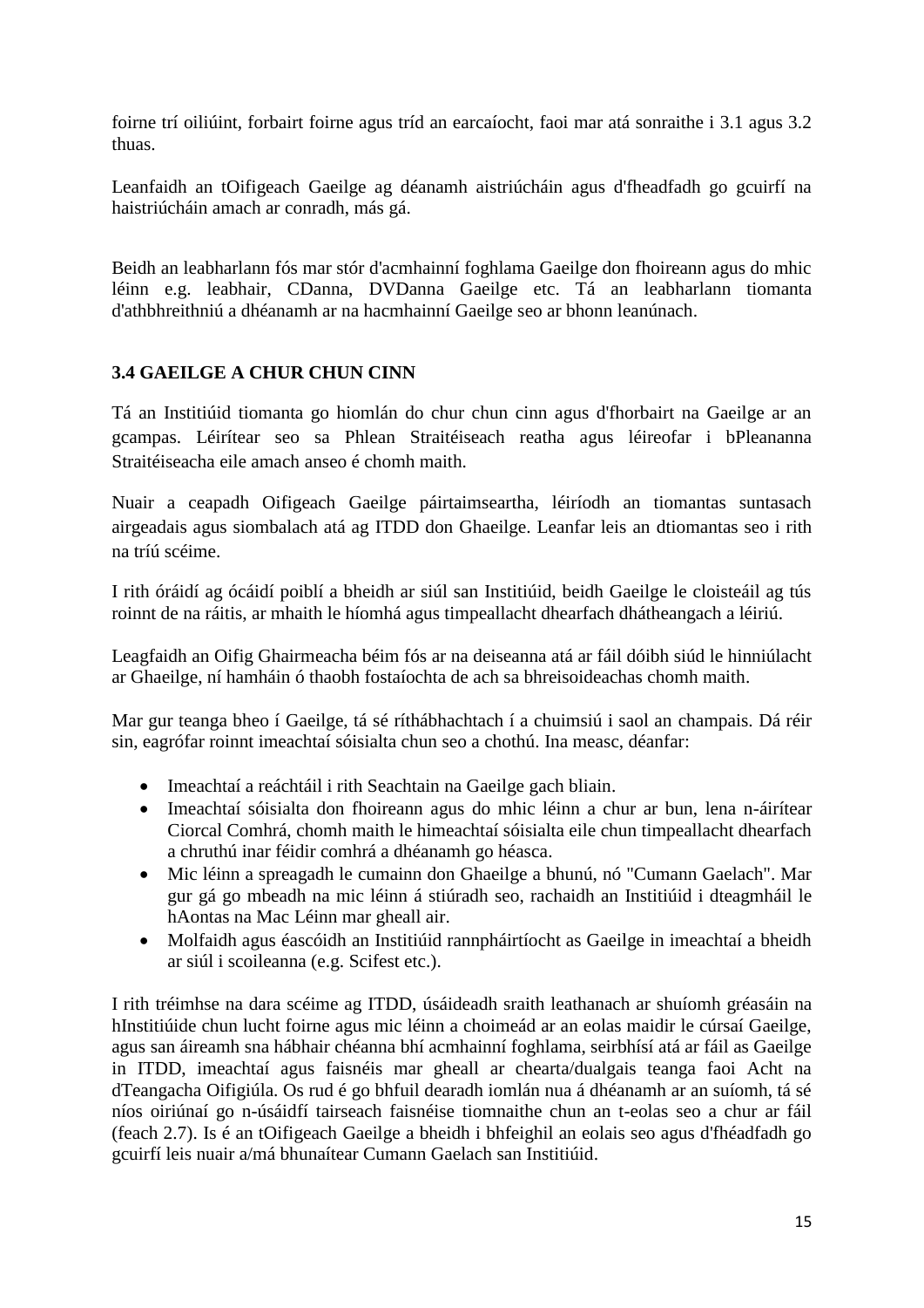foirne trí oiliúint, forbairt foirne agus tríd an earcaíocht, faoi mar atá sonraithe i 3.1 agus 3.2 thuas.

Leanfaidh an tOifigeach Gaeilge ag déanamh aistriúcháin agus d'fheadfadh go gcuirfí na haistriúcháin amach ar conradh, más gá.

Beidh an leabharlann fós mar stór d'acmhainní foghlama Gaeilge don fhoireann agus do mhic léinn e.g. leabhair, CDanna, DVDanna Gaeilge etc. Tá an leabharlann tiomanta d'athbhreithniú a dhéanamh ar na hacmhainní Gaeilge seo ar bhonn leanúnach.

### 3.4 GAEILGE A CHUR CHUN CINN

Tá an Institiúid tiomanta go hiomlán do chur chun cinn agus d'fhorbairt na Gaeilge ar an gcampas. Léirítear seo sa Phlean Straitéiseach reatha agus léireofar i bPleananna Straitéiseacha eile amach anseo é chomh maith.

Nuair a ceapadh Oifigeach Gaeilge páirtaimseartha, léiríodh an tiomantas suntasach airgeadais agus siombalach atá ag ITDD don Ghaeilge. Leanfar leis an dtiomantas seo i rith na tríú scéime.

I rith óráidí ag ócáidí poiblí a bheidh ar siúl san Institiúid, beidh Gaeilge le cloisteáil ag tús roinnt de na ráitis, ar mhaith le híomhá agus timpeallacht dhearfach dhátheangach a léiriú.

Leagfaidh an Oifig Ghairmeacha béim fós ar na deiseanna atá ar fáil dóibh siúd le hinniúlacht ar Ghaeilge, ní hamháin ó thaobh fostaíochta de ach sa bhreisoideachas chomh maith.

Mar gur teanga bheo í Gaeilge, tá sé ríthábhachtach í a chuimsiú i saol an champais. Dá réir sin, eagrófar roinnt imeachtaí sóisialta chun seo a chothú. Ina measc, déanfar:

- Imeachtaí a reáchtáil i rith Seachtain na Gaeilge gach bliain.
- Imeachtaí sóisialta don fhoireann agus do mhic léinn a chur ar bun, lena n-áirítear Ciorcal Comhrá, chomh maith le himeachtaí sóisialta eile chun timpeallacht dhearfach a chruthú inar féidir comhrá a dhéanamh go héasca.
- Mic léinn a spreagadh le cumainn don Ghaeilge a bhunú, nó "Cumann Gaelach". Mar gur gá go mbeadh na mic léinn á stiúradh seo, rachaidh an Institiúid i dteagmháil le hAontas na Mac Léinn mar gheall air.
- Molfaidh agus éascóidh an Institiúid rannpháirtíocht as Gaeilge in imeachtaí a bheidh ar siúl i scoileanna (e.g. Scifest etc.).

I rith tréimhse na dara scéime ag ITDD, úsáideadh sraith leathanach ar shuíomh gréasáin na hInstitiúide chun lucht foirne agus mic léinn a choimeád ar an eolas maidir le cúrsaí Gaeilge, agus san áireamh sna hábhair chéanna bhí acmhainní foghlama, seirbhísí atá ar fáil as Gaeilge in ITDD, imeachtaí agus faisnéis mar gheall ar chearta/dualgais teanga faoi Acht na dTeangacha Oifigiúla. Os rud é go bhfuil dearadh iomlán nua á dhéanamh ar an suíomh, tá sé níos oiriúnaí go n-úsáidfí tairseach faisnéise tiomnaithe chun an t-eolas seo a chur ar fáil (feach 2.7). Is é an tOifigeach Gaeilge a bheidh i bhfeighil an eolais seo agus d'fhéadfadh go gcuirfí leis nuair a/má bhunaítear Cumann Gaelach san Institiúid.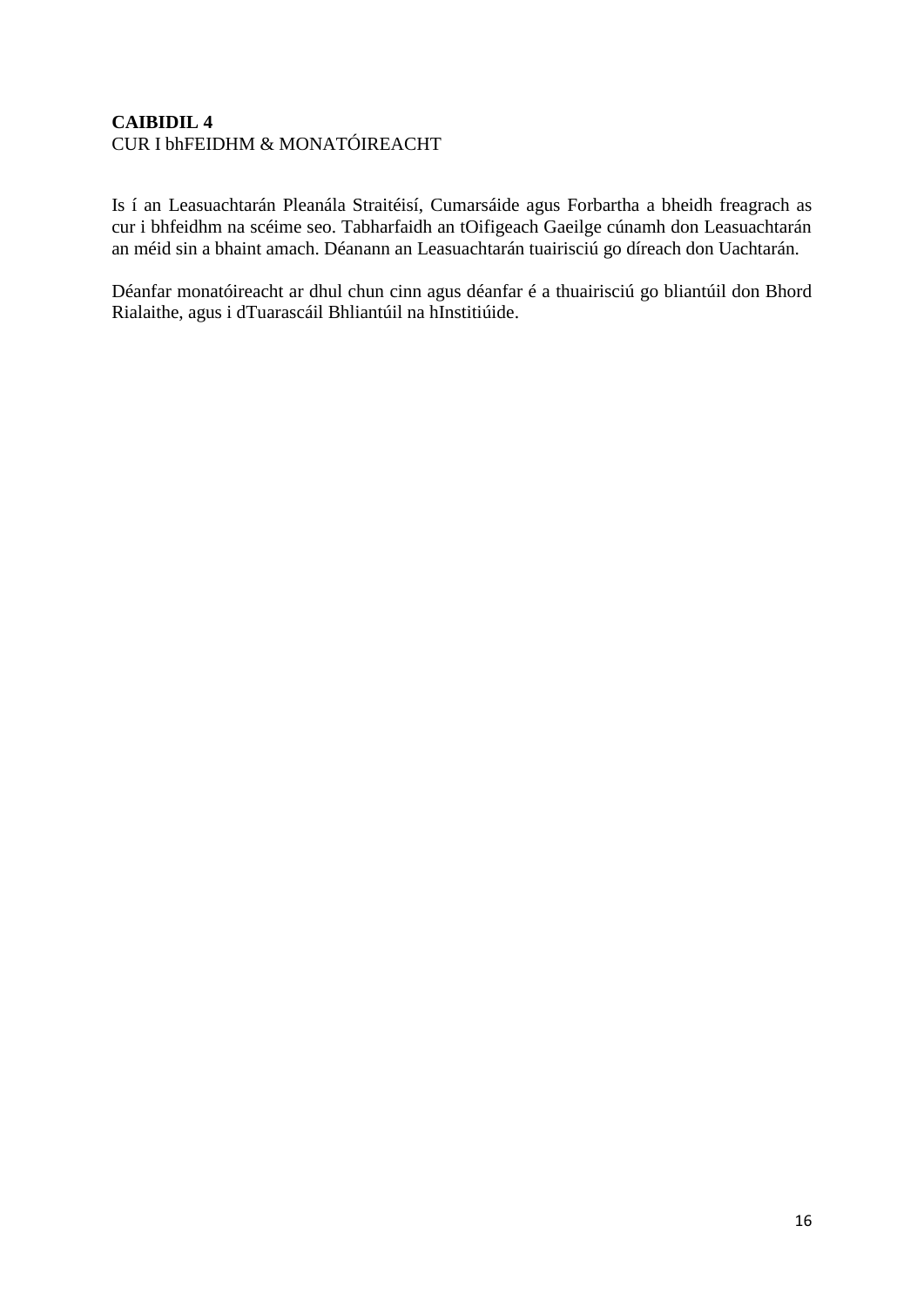## CAIBIDIL 4
CUR I bhFEIDHM & MONATÓIREACHT

Is í an Leasuachtarán Pleanála Straitéisí, Cumarsáide agus Forbartha a bheidh freagrach as cur i bhfeidhm na scéime seo. Tabharfaidh an tOifigeach Gaeilge cúnamh don Leasuachtarán an méid sin a bhaint amach. Déanann an Leasuachtarán tuairisciú go díreach don Uachtarán.

Déanfar monatóireacht ar dhul chun cinn agus déanfar é a thuairisciú go bliantúil don Bhord Rialaithe, agus i dTuarascáil Bhliantúil na hInstitiúide.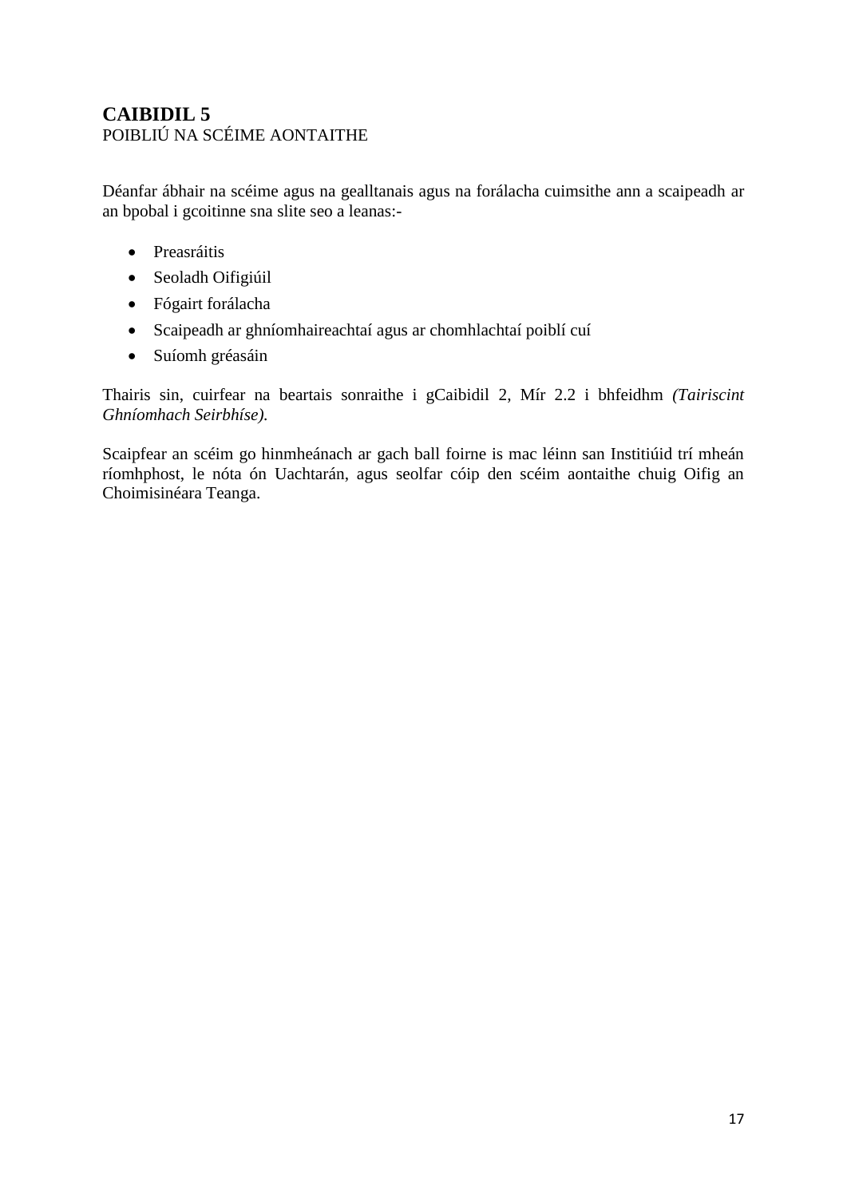# CAIBIDIL 5
POIBLIÚ NA SCÉIME AONTAITHE

Déanfar ábhair na scéime agus na gealltanais agus na forálacha cuimsithe ann a scaipeadh ar an bpobal i gcoitinne sna slite seo a leanas:-

- Preasráitis
- Seoladh Oifigiúil
- Fógairt forálacha
- Scaipeadh ar ghníomhaireachtaí agus ar chomhlachtaí poiblí cuí
- Suíomh gréasáin

Thairis sin, cuirfear na beartais sonraithe i gCaibidil 2, Mír 2.2 i bhfeidhm *(Tairiscint Ghníomhach Seirbhíse).*

Scaipfear an scéim go hinmheánach ar gach ball foirne is mac léinn san Institiúid trí mheán ríomhphost, le nóta ón Uachtarán, agus seolfar cóip den scéim aontaithe chuig Oifig an Choimisinéara Teanga.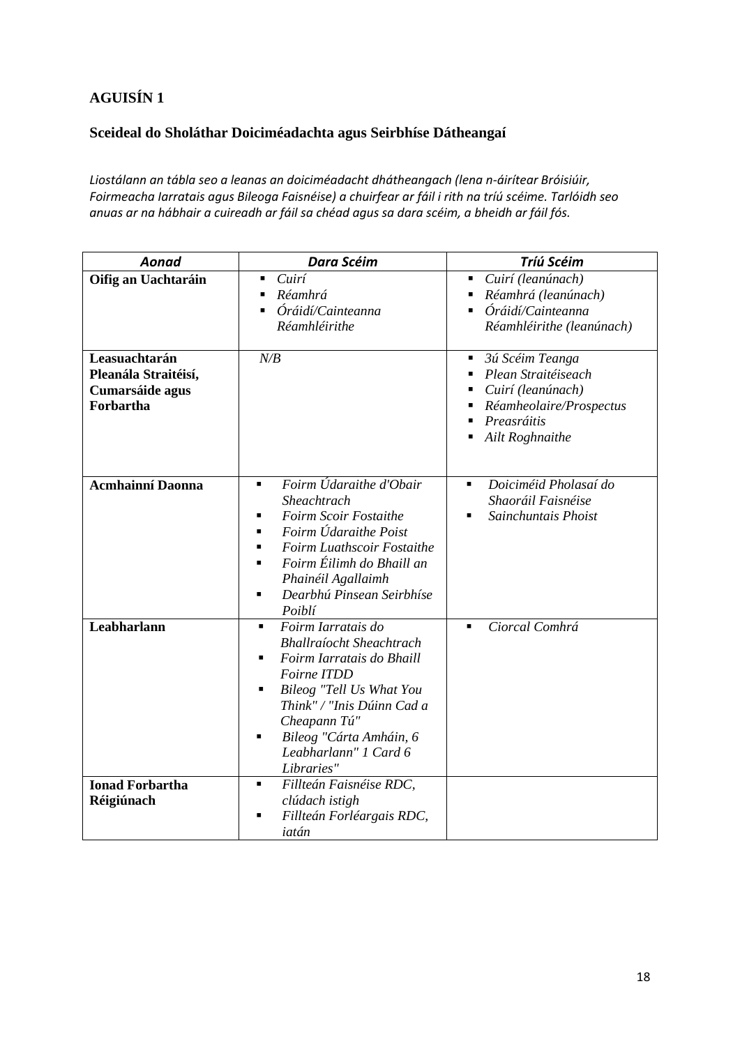## AGUISÍN 1

### Sceideal do Sholáthar Doiciméadachta agus Seirbhíse Dátheangaí

*Liostálann an tábla seo a leanas an doiciméadacht dhátheangach (lena n-áirítear Bróisiúir, Foirmeacha Iarratais agus Bileoga Faisnéise) a chuirfear ar fáil i rith na tríú scéime. Tarlóidh seo anuas ar na hábhair a cuireadh ar fáil sa chéad agus sa dara scéim, a bheidh ar fáil fós.*

| *Aonad* | *Dara Scéim* | *Tríú Scéim* |
|---|---|---|
| **Oifig an Uachtaráin** | ▪ *Cuirí*<br>▪ *Réamhrá*<br>▪ *Óráidí/Cainteanna Réamhléirithe* | ▪ *Cuirí (leanúnach)*<br>▪ *Réamhrá (leanúnach)*<br>▪ *Óráidí/Cainteanna Réamhléirithe (leanúnach)* |
| **Leasuachtarán Pleanála Straitéisí, Cumarsáide agus Forbartha** | *N/B* | ▪ *3ú Scéim Teanga*<br>▪ *Plean Straitéiseach*<br>▪ *Cuirí (leanúnach)*<br>▪ *Réamheolaire/Prospectus*<br>▪ *Preasráitis*<br>▪ *Ailt Roghnaithe* |
| **Acmhainní Daonna** | ▪ *Foirm Údaraithe d'Obair Sheachtrach*<br>▪ *Foirm Scoir Fostaithe*<br>▪ *Foirm Údaraithe Poist*<br>▪ *Foirm Luathscoir Fostaithe*<br>▪ *Foirm Éilimh do Bhaill an Phainéil Agallaimh*<br>▪ *Dearbhú Pinsean Seirbhíse Poiblí* | ▪ *Doiciméid Pholasaí do Shaoráil Faisnéise*<br>▪ *Sainchuntais Phoist* |
| **Leabharlann** | ▪ *Foirm Iarratais do Bhallraíocht Sheachtrach*<br>▪ *Foirm Iarratais do Bhaill Foirne ITDD*<br>▪ *Bileog "Tell Us What You Think" / "Inis Dúinn Cad a Cheapann Tú"*<br>▪ *Bileog "Cárta Amháin, 6 Leabharlann" 1 Card 6 Libraries"* | ▪ *Ciorcal Comhrá* |
| **Ionad Forbartha Réigiúnach** | ▪ *Fillteán Faisnéise RDC, clúdach istigh*<br>▪ *Fillteán Forléargais RDC, iatán* | |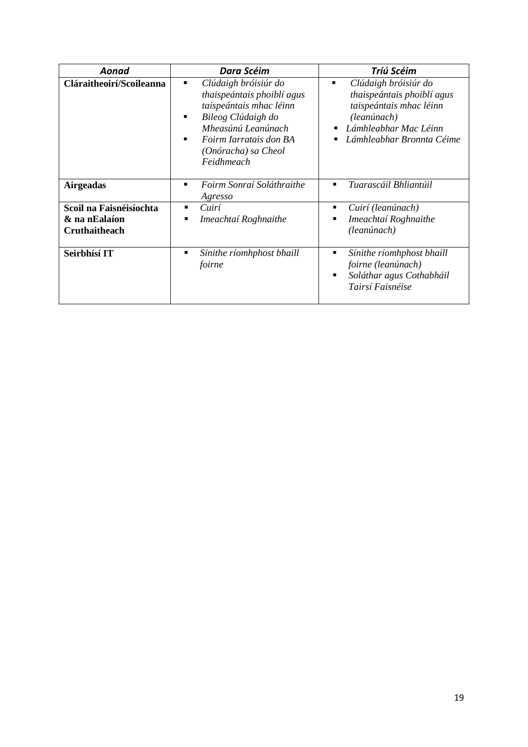| *Aonad* | *Dara Scéim* | *Tríú Scéim* |
|---|---|---|
| **Cláraitheoirí/Scoileanna** | ▪ *Clúdaigh bróisiúr do thaispeántais phoiblí agus taispeántais mhac léinn*<br>▪ *Bileog Clúdaigh do Mheasúnú Leanúnach*<br>▪ *Foirm Iarratais don BA (Onóracha) sa Cheol Feidhmeach* | ▪ *Clúdaigh bróisiúr do thaispeántais phoiblí agus taispeántais mhac léinn (leanúnach)*<br>▪ *Lámhleabhar Mac Léinn*<br>▪ *Lámhleabhar Bronnta Céime* |
| **Airgeadas** | ▪ *Foirm Sonraí Soláthraithe Agresso* | ▪ *Tuarascáil Bhliantúil* |
| **Scoil na Faisnéisíochta & na nEalaíon Cruthaitheach** | ▪ *Cuirí*<br>▪ *Imeachtaí Roghnaithe* | ▪ *Cuirí (leanúnach)*<br>▪ *Imeachtaí Roghnaithe (leanúnach)* |
| **Seirbhísí IT** | ▪ *Sínithe ríomhphost bhaill foirne* | ▪ *Sínithe ríomhphost bhaill foirne (leanúnach)*<br>▪ *Soláthar agus Cothabháil Tairsí Faisnéise* |